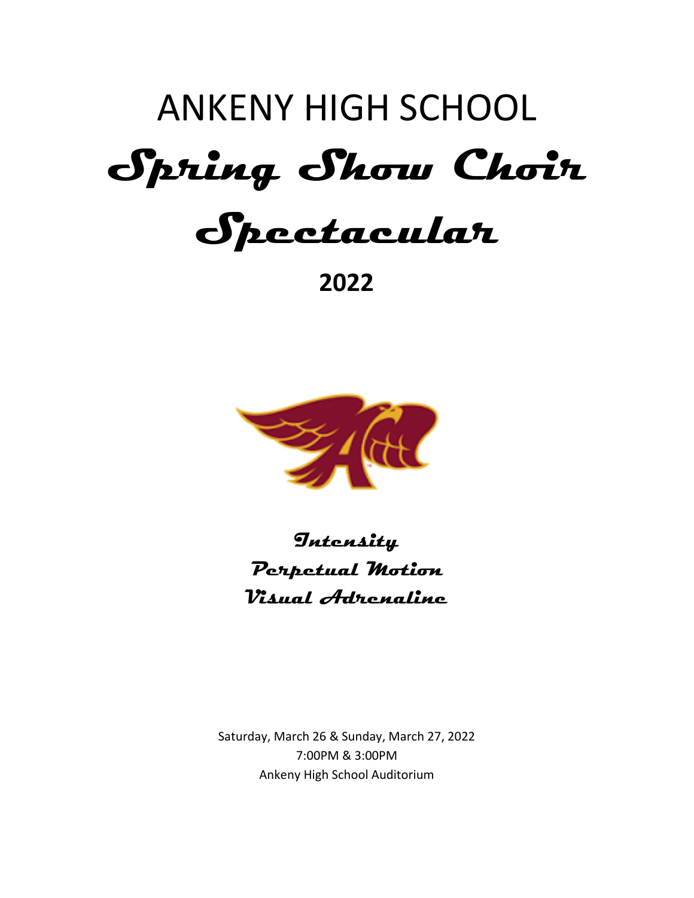# ANKENY HIGH SCHOOL

# *Spring Show Choir Spectacular*

## 2022

*Intensity*
*Perpetual Motion*
*Visual Adrenaline*

Saturday, March 26 & Sunday, March 27, 2022
7:00PM & 3:00PM
Ankeny High School Auditorium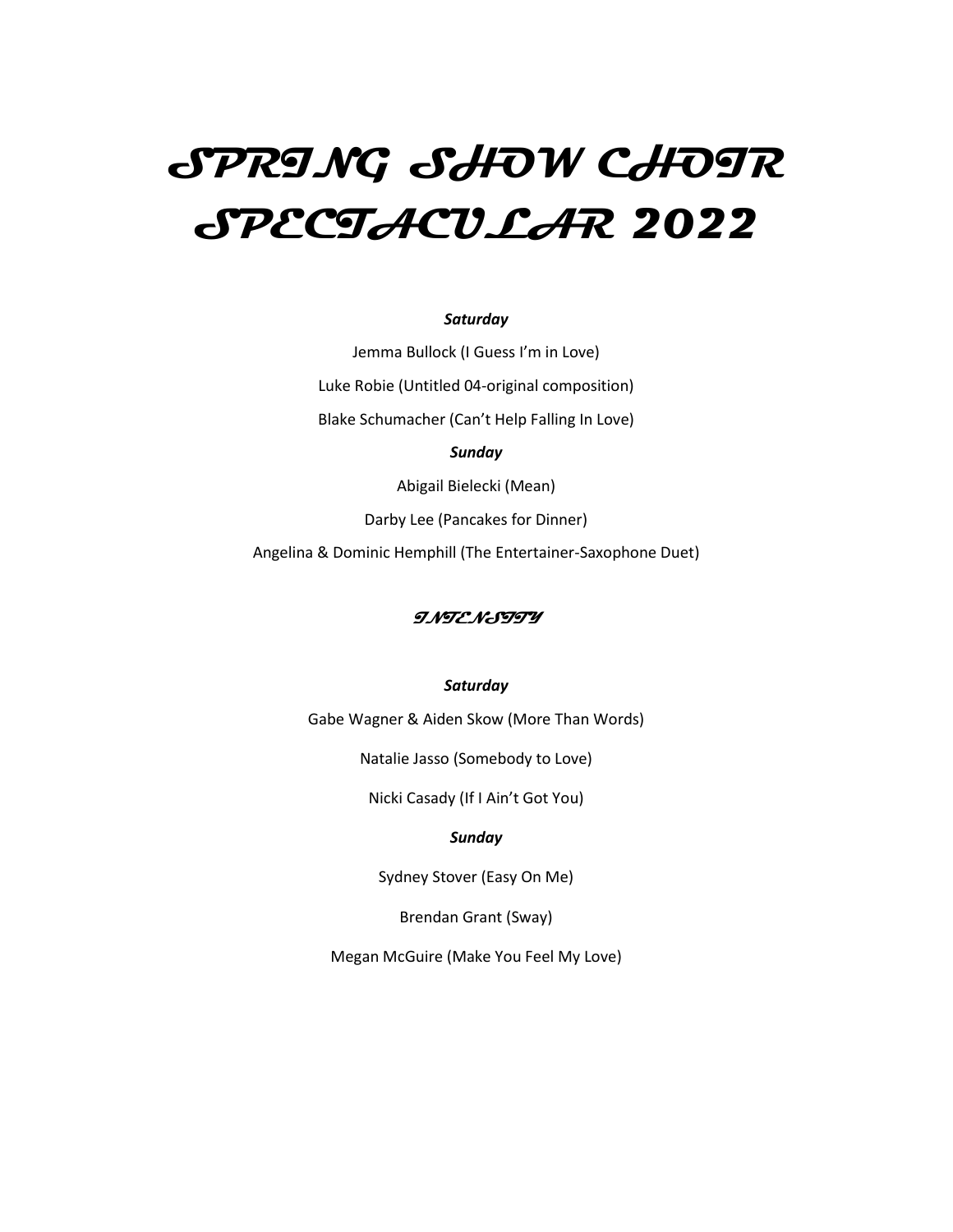# *SPRING SHOW CHOIR SPECTACULAR 2022*

***Saturday***

Jemma Bullock (I Guess I'm in Love)

Luke Robie (Untitled 04-original composition)

Blake Schumacher (Can't Help Falling In Love)

***Sunday***

Abigail Bielecki (Mean)

Darby Lee (Pancakes for Dinner)

Angelina & Dominic Hemphill (The Entertainer-Saxophone Duet)

## *INTENSITY*

***Saturday***

Gabe Wagner & Aiden Skow (More Than Words)

Natalie Jasso (Somebody to Love)

Nicki Casady (If I Ain't Got You)

***Sunday***

Sydney Stover (Easy On Me)

Brendan Grant (Sway)

Megan McGuire (Make You Feel My Love)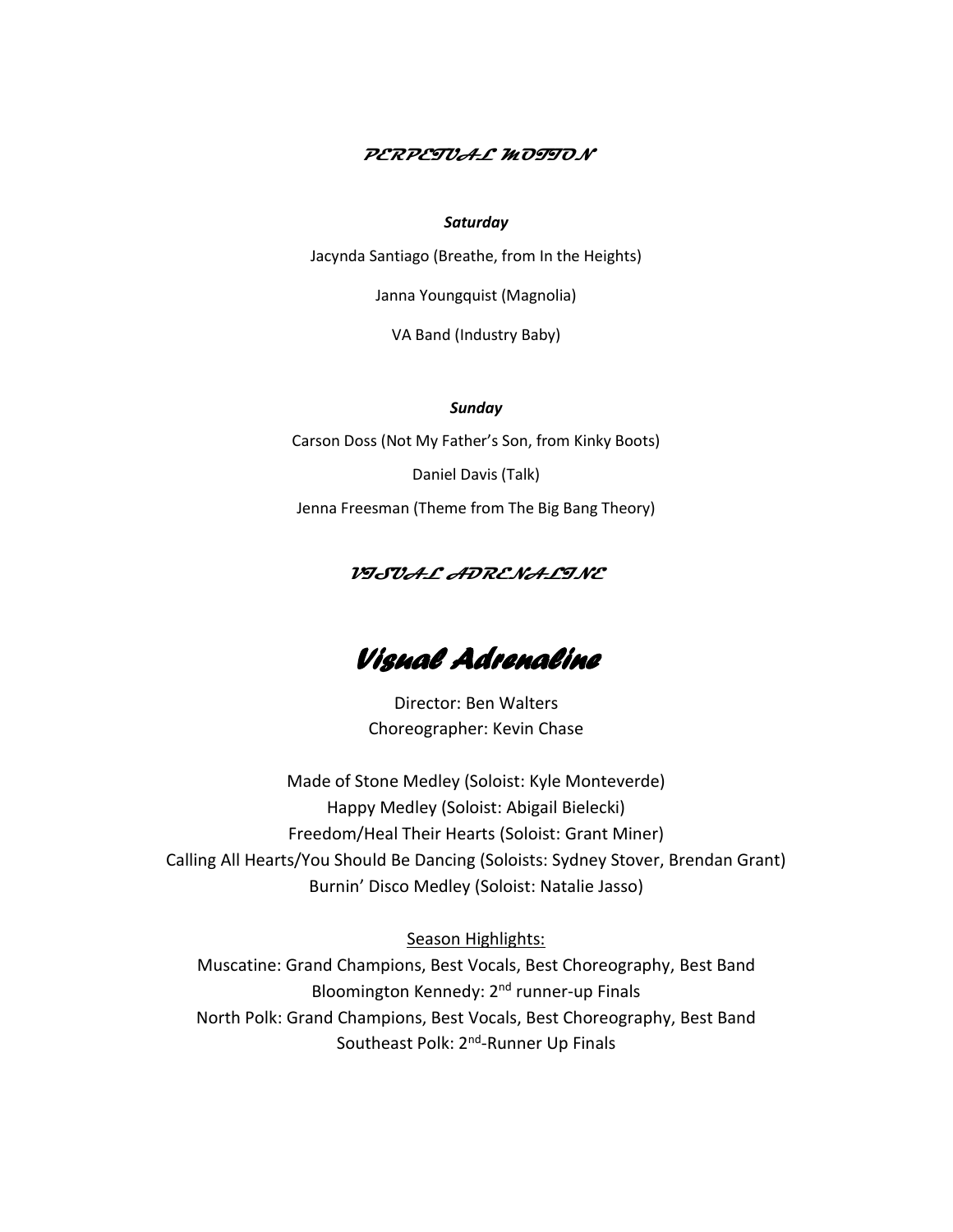## *PERPETUAL MOTION*

***Saturday***

Jacynda Santiago (Breathe, from In the Heights)

Janna Youngquist (Magnolia)

VA Band (Industry Baby)

***Sunday***

Carson Doss (Not My Father's Son, from Kinky Boots)

Daniel Davis (Talk)

Jenna Freesman (Theme from The Big Bang Theory)

## *VISUAL ADRENALINE*

# *Visual Adrenaline*

Director: Ben Walters
Choreographer: Kevin Chase

Made of Stone Medley (Soloist: Kyle Monteverde)
Happy Medley (Soloist: Abigail Bielecki)
Freedom/Heal Their Hearts (Soloist: Grant Miner)
Calling All Hearts/You Should Be Dancing (Soloists: Sydney Stover, Brendan Grant)
Burnin' Disco Medley (Soloist: Natalie Jasso)

Season Highlights:
Muscatine: Grand Champions, Best Vocals, Best Choreography, Best Band
Bloomington Kennedy: 2nd runner-up Finals
North Polk: Grand Champions, Best Vocals, Best Choreography, Best Band
Southeast Polk: 2nd-Runner Up Finals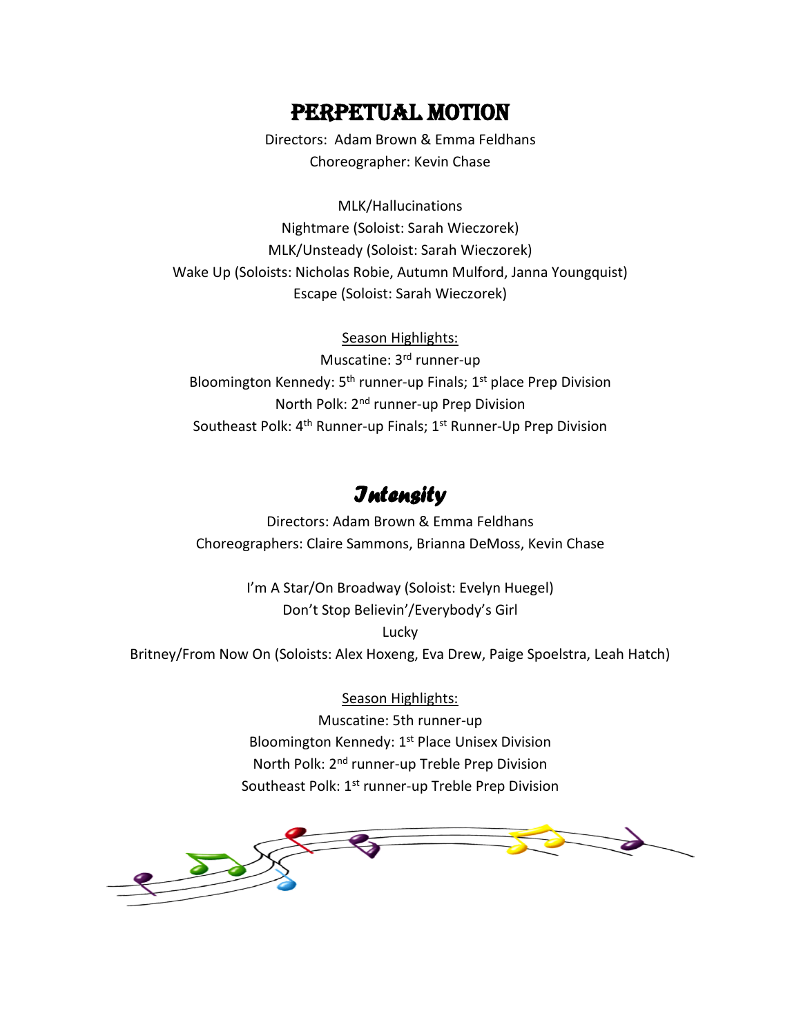# PERPETUAL MOTION

Directors: Adam Brown & Emma Feldhans
Choreographer: Kevin Chase

MLK/Hallucinations
Nightmare (Soloist: Sarah Wieczorek)
MLK/Unsteady (Soloist: Sarah Wieczorek)
Wake Up (Soloists: Nicholas Robie, Autumn Mulford, Janna Youngquist)
Escape (Soloist: Sarah Wieczorek)

<u>Season Highlights:</u>
Muscatine: 3rd runner-up
Bloomington Kennedy: 5th runner-up Finals; 1st place Prep Division
North Polk: 2nd runner-up Prep Division
Southeast Polk: 4th Runner-up Finals; 1st Runner-Up Prep Division

# *Intensity*

Directors: Adam Brown & Emma Feldhans
Choreographers: Claire Sammons, Brianna DeMoss, Kevin Chase

I'm A Star/On Broadway (Soloist: Evelyn Huegel)
Don't Stop Believin'/Everybody's Girl
Lucky
Britney/From Now On (Soloists: Alex Hoxeng, Eva Drew, Paige Spoelstra, Leah Hatch)

<u>Season Highlights:</u>
Muscatine: 5th runner-up
Bloomington Kennedy: 1st Place Unisex Division
North Polk: 2nd runner-up Treble Prep Division
Southeast Polk: 1st runner-up Treble Prep Division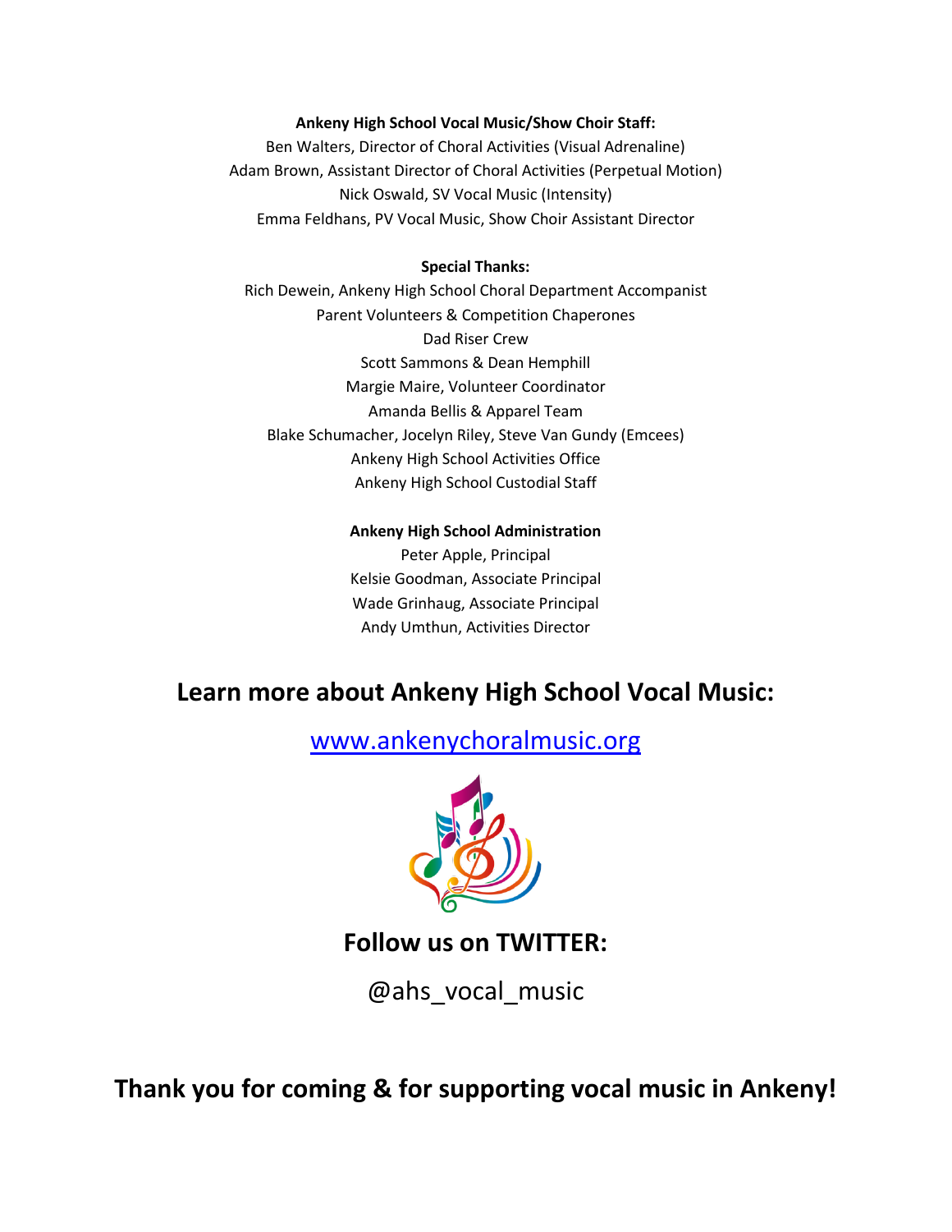**Ankeny High School Vocal Music/Show Choir Staff:**

Ben Walters, Director of Choral Activities (Visual Adrenaline)
Adam Brown, Assistant Director of Choral Activities (Perpetual Motion)
Nick Oswald, SV Vocal Music (Intensity)
Emma Feldhans, PV Vocal Music, Show Choir Assistant Director

**Special Thanks:**

Rich Dewein, Ankeny High School Choral Department Accompanist
Parent Volunteers & Competition Chaperones
Dad Riser Crew
Scott Sammons & Dean Hemphill
Margie Maire, Volunteer Coordinator
Amanda Bellis & Apparel Team
Blake Schumacher, Jocelyn Riley, Steve Van Gundy (Emcees)
Ankeny High School Activities Office
Ankeny High School Custodial Staff

**Ankeny High School Administration**

Peter Apple, Principal
Kelsie Goodman, Associate Principal
Wade Grinhaug, Associate Principal
Andy Umthun, Activities Director

## Learn more about Ankeny High School Vocal Music:

[www.ankenychoralmusic.org](http://www.ankenychoralmusic.org)

## Follow us on TWITTER:

@ahs_vocal_music

## Thank you for coming & for supporting vocal music in Ankeny!